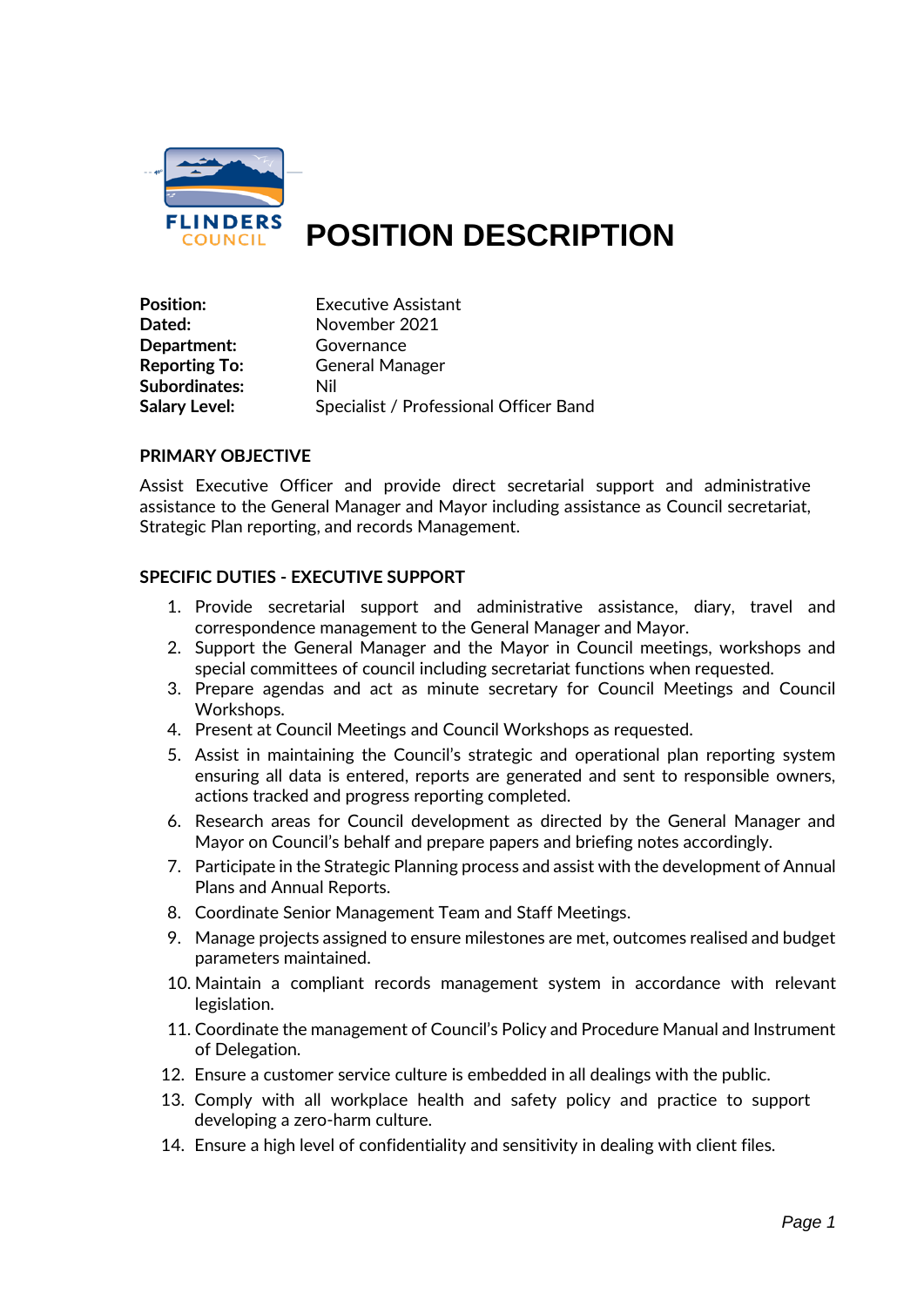FLINDERS COUNCIL

# POSITION DESCRIPTION

| | |
|---|---|
| **Position:** | Executive Assistant |
| **Dated:** | November 2021 |
| **Department:** | Governance |
| **Reporting To:** | General Manager |
| **Subordinates:** | Nil |
| **Salary Level:** | Specialist / Professional Officer Band |

## PRIMARY OBJECTIVE

Assist Executive Officer and provide direct secretarial support and administrative assistance to the General Manager and Mayor including assistance as Council secretariat, Strategic Plan reporting, and records Management.

## SPECIFIC DUTIES - EXECUTIVE SUPPORT

1. Provide secretarial support and administrative assistance, diary, travel and correspondence management to the General Manager and Mayor.
2. Support the General Manager and the Mayor in Council meetings, workshops and special committees of council including secretariat functions when requested.
3. Prepare agendas and act as minute secretary for Council Meetings and Council Workshops.
4. Present at Council Meetings and Council Workshops as requested.
5. Assist in maintaining the Council's strategic and operational plan reporting system ensuring all data is entered, reports are generated and sent to responsible owners, actions tracked and progress reporting completed.
6. Research areas for Council development as directed by the General Manager and Mayor on Council's behalf and prepare papers and briefing notes accordingly.
7. Participate in the Strategic Planning process and assist with the development of Annual Plans and Annual Reports.
8. Coordinate Senior Management Team and Staff Meetings.
9. Manage projects assigned to ensure milestones are met, outcomes realised and budget parameters maintained.
10. Maintain a compliant records management system in accordance with relevant legislation.
11. Coordinate the management of Council's Policy and Procedure Manual and Instrument of Delegation.
12. Ensure a customer service culture is embedded in all dealings with the public.
13. Comply with all workplace health and safety policy and practice to support developing a zero-harm culture.
14. Ensure a high level of confidentiality and sensitivity in dealing with client files.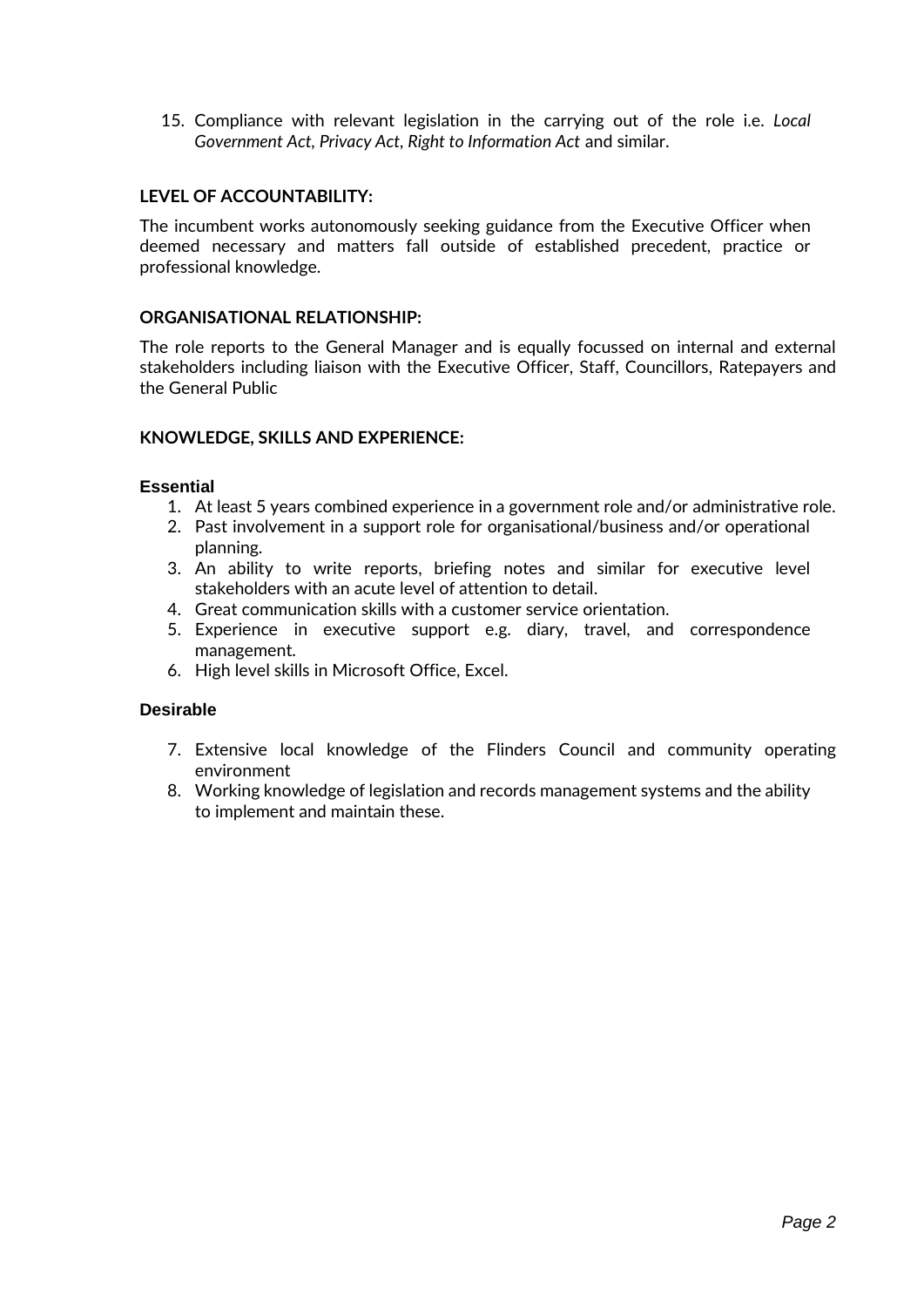15. Compliance with relevant legislation in the carrying out of the role i.e. *Local Government Act, Privacy Act, Right to Information Act* and similar.

**LEVEL OF ACCOUNTABILITY:**

The incumbent works autonomously seeking guidance from the Executive Officer when deemed necessary and matters fall outside of established precedent, practice or professional knowledge.

**ORGANISATIONAL RELATIONSHIP:**

The role reports to the General Manager and is equally focussed on internal and external stakeholders including liaison with the Executive Officer, Staff, Councillors, Ratepayers and the General Public

**KNOWLEDGE, SKILLS AND EXPERIENCE:**

**Essential**

1. At least 5 years combined experience in a government role and/or administrative role.
2. Past involvement in a support role for organisational/business and/or operational planning.
3. An ability to write reports, briefing notes and similar for executive level stakeholders with an acute level of attention to detail.
4. Great communication skills with a customer service orientation.
5. Experience in executive support e.g. diary, travel, and correspondence management.
6. High level skills in Microsoft Office, Excel.

**Desirable**

7. Extensive local knowledge of the Flinders Council and community operating environment
8. Working knowledge of legislation and records management systems and the ability to implement and maintain these.